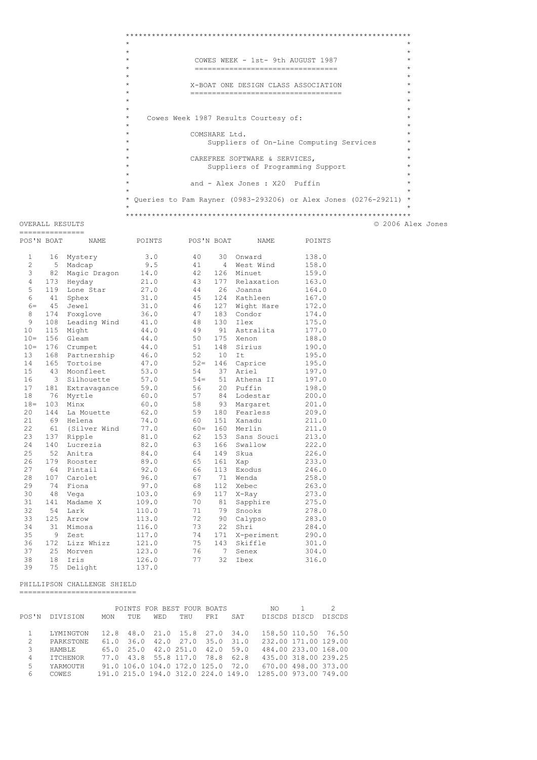# COWES WEEK - 1st- 9th AUGUST 1987

## X-BOAT ONE DESIGN CLASS ASSOCIATION

Cowes Week 1987 Results Courtesy of:

COMSHARE Ltd.
Suppliers of On-Line Computing Services

CAREFREE SOFTWARE & SERVICES,
Suppliers of Programming Support

and - Alex Jones : X20 Puffin

Queries to Pam Rayner (0983-293206) or Alex Jones (0276-29211)

© 2006 Alex Jones

## OVERALL RESULTS

| POS'N | BOAT | NAME | POINTS | POS'N | BOAT | NAME | POINTS |
|---|---|---|---|---|---|---|---|
| 1 | 16 | Mystery | 3.0 | 40 | 30 | Onward | 138.0 |
| 2 | 5 | Madcap | 9.5 | 41 | 4 | West Wind | 158.0 |
| 3 | 82 | Magic Dragon | 14.0 | 42 | 126 | Minuet | 159.0 |
| 4 | 173 | Heyday | 21.0 | 43 | 177 | Relaxation | 163.0 |
| 5 | 119 | Lone Star | 27.0 | 44 | 26 | Joanna | 164.0 |
| 6 | 41 | Sphex | 31.0 | 45 | 124 | Kathleen | 167.0 |
| 6= | 45 | Jewel | 31.0 | 46 | 127 | Wight Hare | 172.0 |
| 8 | 174 | Foxglove | 36.0 | 47 | 183 | Condor | 174.0 |
| 9 | 108 | Leading Wind | 41.0 | 48 | 130 | Ilex | 175.0 |
| 10 | 115 | Might | 44.0 | 49 | 91 | Astralita | 177.0 |
| 10= | 156 | Gleam | 44.0 | 50 | 175 | Xenon | 188.0 |
| 10= | 176 | Crumpet | 44.0 | 51 | 148 | Sirius | 190.0 |
| 13 | 168 | Partnership | 46.0 | 52 | 10 | It | 195.0 |
| 14 | 165 | Tortoise | 47.0 | 52= | 146 | Caprice | 195.0 |
| 15 | 43 | Moonfleet | 53.0 | 54 | 37 | Ariel | 197.0 |
| 16 | 3 | Silhouette | 57.0 | 54= | 51 | Athena II | 197.0 |
| 17 | 181 | Extravagance | 59.0 | 56 | 20 | Puffin | 198.0 |
| 18 | 76 | Myrtle | 60.0 | 57 | 84 | Lodestar | 200.0 |
| 18= | 103 | Minx | 60.0 | 58 | 93 | Margaret | 201.0 |
| 20 | 144 | La Mouette | 62.0 | 59 | 180 | Fearless | 209.0 |
| 21 | 69 | Helena | 74.0 | 60 | 151 | Xanadu | 211.0 |
| 22 | 61 | {Silver Wind | 77.0 | 60= | 160 | Merlin | 211.0 |
| 23 | 137 | Ripple | 81.0 | 62 | 153 | Sans Souci | 213.0 |
| 24 | 140 | Lucrezia | 82.0 | 63 | 166 | Swallow | 222.0 |
| 25 | 52 | Anitra | 84.0 | 64 | 149 | Skua | 226.0 |
| 26 | 179 | Rooster | 89.0 | 65 | 161 | Xap | 233.0 |
| 27 | 64 | Pintail | 92.0 | 66 | 113 | Exodus | 246.0 |
| 28 | 107 | Carolet | 96.0 | 67 | 71 | Wenda | 258.0 |
| 29 | 74 | Fiona | 97.0 | 68 | 112 | Xebec | 263.0 |
| 30 | 48 | Vega | 103.0 | 69 | 117 | X-Ray | 273.0 |
| 31 | 141 | Madame X | 109.0 | 70 | 81 | Sapphire | 275.0 |
| 32 | 54 | Lark | 110.0 | 71 | 79 | Snooks | 278.0 |
| 33 | 125 | Arrow | 113.0 | 72 | 90 | Calypso | 283.0 |
| 34 | 31 | Mimosa | 116.0 | 73 | 22 | Shri | 284.0 |
| 35 | 9 | Zest | 117.0 | 74 | 171 | X-periment | 290.0 |
| 36 | 172 | Lizz Whizz | 121.0 | 75 | 143 | Skiffle | 301.0 |
| 37 | 25 | Morven | 123.0 | 76 | 7 | Senex | 304.0 |
| 38 | 18 | Iris | 126.0 | 77 | 32 | Ibex | 316.0 |
| 39 | 75 | Delight | 137.0 | | | | |

## PHILLIPSON CHALLENGE SHIELD

| POS'N | DIVISION | POINTS FOR BEST FOUR BOATS MON | TUE | WED | THU | FRI | SAT | NO DISCDS | 1 DISCD | 2 DISCDS |
|---|---|---|---|---|---|---|---|---|---|---|
| 1 | LYMINGTON | 12.8 | 48.0 | 21.0 | 15.8 | 27.0 | 34.0 | 158.50 | 110.50 | 76.50 |
| 2 | PARKSTONE | 61.0 | 36.0 | 42.0 | 27.0 | 35.0 | 31.0 | 232.00 | 171.00 | 129.00 |
| 3 | HAMBLE | 65.0 | 25.0 | 42.0 | 251.0 | 42.0 | 59.0 | 484.00 | 233.00 | 168.00 |
| 4 | ITCHENOR | 77.0 | 43.8 | 55.8 | 117.0 | 78.8 | 62.8 | 435.00 | 318.00 | 239.25 |
| 5 | YARMOUTH | 91.0 | 106.0 | 104.0 | 172.0 | 125.0 | 72.0 | 670.00 | 498.00 | 373.00 |
| 6 | COWES | 191.0 | 215.0 | 194.0 | 312.0 | 224.0 | 149.0 | 1285.00 | 973.00 | 749.00 |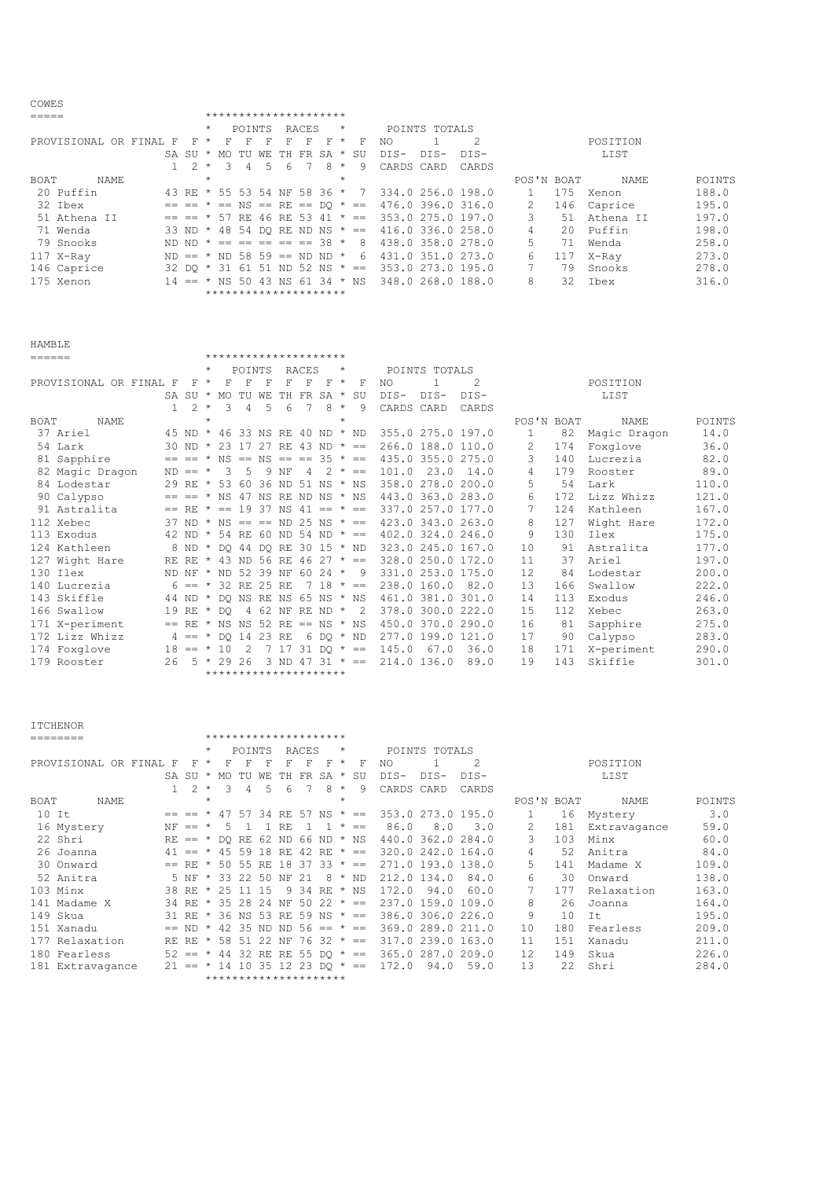## COWES

PROVISIONAL OR FINAL

| BOAT | NAME | F SA 1 | F SU 2 | F MO 3 | F TU 4 | F WE 5 | F TH 6 | F FR 7 | F SA 8 | F SU 9 | NO DIS-CARDS | 1 DIS-CARD | 2 DIS-CARDS |
|---|---|---|---|---|---|---|---|---|---|---|---|---|---|
| 20 | Puffin | 43 | RE | 55 | 53 | 54 | NF | 58 | 36 | 7 | 334.0 | 256.0 | 198.0 |
| 32 | Ibex | == | == | == | NS | == | RE | == | DQ | == | 476.0 | 396.0 | 316.0 |
| 51 | Athena II | == | == | 57 | RE | 46 | RE | 53 | 41 | == | 353.0 | 275.0 | 197.0 |
| 71 | Wenda | 33 | ND | 48 | 54 | DQ | RE | ND | NS | 8 | 416.0 | 336.0 | 258.0 |
| 79 | Snooks | ND | ND | == | == | == | == | == | 38 | 8 | 438.0 | 358.0 | 278.0 |
| 117 | X-Ray | ND | == | ND | 58 | 59 | == | ND | ND | 6 | 431.0 | 351.0 | 273.0 |
| 146 | Caprice | 32 | DQ | 31 | 61 | 51 | ND | 52 | NS | == | 353.0 | 273.0 | 195.0 |
| 175 | Xenon | 14 | == | NS | 50 | 43 | NS | 61 | 34 | NS | 348.0 | 268.0 | 188.0 |

POSITION LIST

| POS'N | BOAT | NAME | POINTS |
|---|---|---|---|
| 1 | 175 | Xenon | 188.0 |
| 2 | 146 | Caprice | 195.0 |
| 3 | 51 | Athena II | 197.0 |
| 4 | 20 | Puffin | 198.0 |
| 5 | 71 | Wenda | 258.0 |
| 6 | 117 | X-Ray | 273.0 |
| 7 | 79 | Snooks | 278.0 |
| 8 | 32 | Ibex | 316.0 |

## HAMBLE

PROVISIONAL OR FINAL

| BOAT | NAME | F SA 1 | F SU 2 | F MO 3 | F TU 4 | F WE 5 | F TH 6 | F FR 7 | F SA 8 | F SU 9 | NO DIS-CARDS | 1 DIS-CARD | 2 DIS-CARDS |
|---|---|---|---|---|---|---|---|---|---|---|---|---|---|
| 37 | Ariel | 45 | ND | 46 | 33 | NS | RE | 40 | ND | ND | 355.0 | 275.0 | 197.0 |
| 54 | Lark | 30 | ND | 23 | 17 | 27 | RE | 43 | ND | == | 266.0 | 188.0 | 110.0 |
| 81 | Sapphire | == | == | NS | == | NS | == | == | 35 | == | 435.0 | 355.0 | 275.0 |
| 82 | Magic Dragon | ND | == | 3 | 5 | 9 | NF | 4 | 2 | == | 101.0 | 23.0 | 14.0 |
| 84 | Lodestar | 29 | RE | 53 | 60 | 36 | ND | 51 | NS | NS | 358.0 | 278.0 | 200.0 |
| 90 | Calypso | == | == | NS | 47 | NS | RE | ND | NS | NS | 443.0 | 363.0 | 283.0 |
| 91 | Astralita | == | RE | == | 19 | 37 | NS | 41 | == | == | 337.0 | 257.0 | 177.0 |
| 112 | Xebec | 37 | ND | NS | == | == | ND | 25 | NS | == | 423.0 | 343.0 | 263.0 |
| 113 | Exodus | 42 | ND | 54 | RE | 60 | ND | 54 | ND | == | 402.0 | 324.0 | 246.0 |
| 124 | Kathleen | 8 | ND | DQ | 44 | DQ | RE | 30 | 15 | ND | 323.0 | 245.0 | 167.0 |
| 127 | Wight Hare | RE | RE | 43 | ND | 56 | RE | 46 | 27 | == | 328.0 | 250.0 | 172.0 |
| 130 | Ilex | ND | NF | ND | 52 | 39 | NF | 60 | 24 | 9 | 331.0 | 253.0 | 175.0 |
| 140 | Lucrezia | 6 | == | 32 | RE | 25 | RE | 7 | 18 | == | 238.0 | 160.0 | 82.0 |
| 143 | Skiffle | 44 | ND | DQ | NS | RE | NS | 65 | NS | NS | 461.0 | 381.0 | 301.0 |
| 166 | Swallow | 19 | RE | DQ | 4 | 62 | NF | RE | ND | 2 | 378.0 | 300.0 | 222.0 |
| 171 | X-periment | == | RE | NS | NS | 52 | RE | == | NS | NS | 450.0 | 370.0 | 290.0 |
| 172 | Lizz Whizz | 4 | == | DQ | 14 | 23 | RE | 6 | DQ | ND | 277.0 | 199.0 | 121.0 |
| 174 | Foxglove | 18 | == | 10 | 2 | 7 | 17 | 31 | DQ | == | 145.0 | 67.0 | 36.0 |
| 179 | Rooster | 26 | 5 | 29 | 26 | 3 | ND | 47 | 31 | == | 214.0 | 136.0 | 89.0 |

POSITION LIST

| POS'N | BOAT | NAME | POINTS |
|---|---|---|---|
| 1 | 82 | Magic Dragon | 14.0 |
| 2 | 174 | Foxglove | 36.0 |
| 3 | 140 | Lucrezia | 82.0 |
| 4 | 179 | Rooster | 89.0 |
| 5 | 54 | Lark | 110.0 |
| 6 | 172 | Lizz Whizz | 121.0 |
| 7 | 124 | Kathleen | 167.0 |
| 8 | 127 | Wight Hare | 172.0 |
| 9 | 130 | Ilex | 175.0 |
| 10 | 91 | Astralita | 177.0 |
| 11 | 37 | Ariel | 197.0 |
| 12 | 84 | Lodestar | 200.0 |
| 13 | 166 | Swallow | 222.0 |
| 14 | 113 | Exodus | 246.0 |
| 15 | 112 | Xebec | 263.0 |
| 16 | 81 | Sapphire | 275.0 |
| 17 | 90 | Calypso | 283.0 |
| 18 | 171 | X-periment | 290.0 |
| 19 | 143 | Skiffle | 301.0 |

## ITCHENOR

PROVISIONAL OR FINAL

| BOAT | NAME | F SA 1 | F SU 2 | F MO 3 | F TU 4 | F WE 5 | F TH 6 | F FR 7 | F SA 8 | F SU 9 | NO DIS-CARDS | 1 DIS-CARD | 2 DIS-CARDS |
|---|---|---|---|---|---|---|---|---|---|---|---|---|---|
| 10 | It | == | == | 47 | 57 | 34 | RE | 57 | NS | == | 353.0 | 273.0 | 195.0 |
| 16 | Mystery | NF | == | 5 | 1 | 1 | RE | 1 | 1 | == | 86.0 | 8.0 | 3.0 |
| 22 | Shri | RE | == | DQ | RE | 62 | ND | 66 | ND | NS | 440.0 | 362.0 | 284.0 |
| 26 | Joanna | 41 | == | 45 | 59 | 18 | RE | 42 | RE | == | 320.0 | 242.0 | 164.0 |
| 30 | Onward | == | RE | 50 | 55 | RE | 18 | 37 | 33 | == | 271.0 | 193.0 | 138.0 |
| 52 | Anitra | 5 | NF | 33 | 22 | 50 | NF | 21 | 8 | ND | 212.0 | 134.0 | 84.0 |
| 103 | Minx | 38 | RE | 25 | 11 | 15 | 9 | 34 | RE | NS | 172.0 | 94.0 | 60.0 |
| 141 | Madame X | 34 | RE | 35 | 28 | 24 | NF | 50 | 22 | == | 237.0 | 159.0 | 109.0 |
| 149 | Skua | 31 | RE | 36 | NS | 53 | RE | 59 | NS | == | 386.0 | 306.0 | 226.0 |
| 151 | Xanadu | == | ND | 42 | 35 | ND | ND | 56 | == | == | 369.0 | 289.0 | 211.0 |
| 177 | Relaxation | RE | RE | 58 | 51 | 22 | NF | 76 | 32 | == | 317.0 | 239.0 | 163.0 |
| 180 | Fearless | 52 | == | 44 | 32 | RE | RE | 55 | DQ | == | 365.0 | 287.0 | 209.0 |
| 181 | Extravagance | 21 | == | 14 | 10 | 35 | 12 | 23 | DQ | == | 172.0 | 94.0 | 59.0 |

POSITION LIST

| POS'N | BOAT | NAME | POINTS |
|---|---|---|---|
| 1 | 16 | Mystery | 3.0 |
| 2 | 181 | Extravagance | 59.0 |
| 3 | 103 | Minx | 60.0 |
| 4 | 52 | Anitra | 84.0 |
| 5 | 141 | Madame X | 109.0 |
| 6 | 30 | Onward | 138.0 |
| 7 | 177 | Relaxation | 163.0 |
| 8 | 26 | Joanna | 164.0 |
| 9 | 10 | It | 195.0 |
| 10 | 180 | Fearless | 209.0 |
| 11 | 151 | Xanadu | 211.0 |
| 12 | 149 | Skua | 226.0 |
| 13 | 22 | Shri | 284.0 |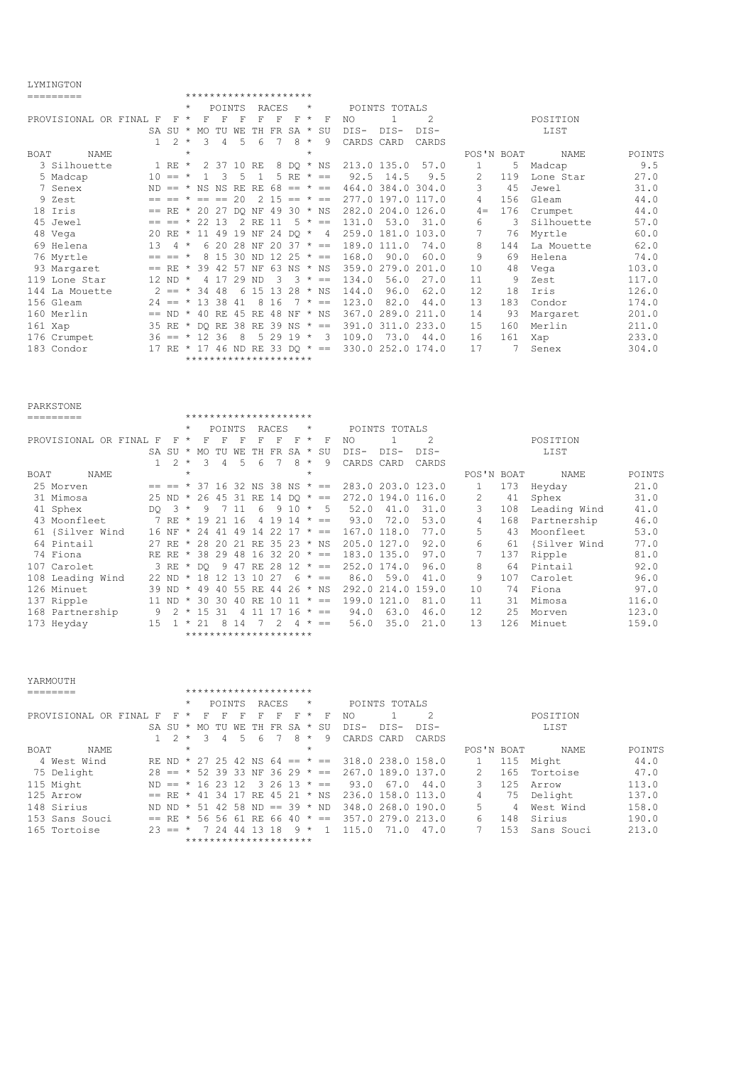## LYMINGTON

PROVISIONAL OR FINAL

| BOAT | NAME | F SA 1 | F SU 2 | F MO 3 | F TU 4 | F WE 5 | F TH 6 | F FR 7 | F SA 8 | F SU 9 | NO DIS-CARDS | 1 DIS-CARD | 2 DIS-CARDS |
|---|---|---|---|---|---|---|---|---|---|---|---|---|---|
| 3 | Silhouette | 1 | RE | 2 | 37 | 10 | RE | 8 | DQ | NS | 213.0 | 135.0 | 57.0 |
| 5 | Madcap | 10 | == | 1 | 3 | 5 | 1 | 5 | RE | == | 92.5 | 14.5 | 9.5 |
| 7 | Senex | ND | == | NS | NS | RE | RE | 68 | == | == | 464.0 | 384.0 | 304.0 |
| 9 | Zest | == | == | == | == | 20 | 2 | 15 | == | == | 277.0 | 197.0 | 117.0 |
| 18 | Iris | == | RE | 20 | 27 | DQ | NF | 49 | 30 | NS | 282.0 | 204.0 | 126.0 |
| 45 | Jewel | == | == | 22 | 13 | 2 | RE | 11 | 5 | == | 131.0 | 53.0 | 31.0 |
| 48 | Vega | 20 | RE | 11 | 49 | 19 | NF | 24 | DQ | 4 | 259.0 | 181.0 | 103.0 |
| 69 | Helena | 13 | 4 | 6 | 20 | 28 | NF | 20 | 37 | == | 189.0 | 111.0 | 74.0 |
| 76 | Myrtle | == | == | 8 | 15 | 30 | ND | 12 | 25 | == | 168.0 | 90.0 | 60.0 |
| 93 | Margaret | == | RE | 39 | 42 | 57 | NF | 63 | NS | NS | 359.0 | 279.0 | 201.0 |
| 119 | Lone Star | 12 | ND | 4 | 17 | 29 | ND | 3 | 3 | == | 134.0 | 56.0 | 27.0 |
| 144 | La Mouette | 2 | == | 34 | 48 | 6 | 15 | 13 | 28 | NS | 144.0 | 96.0 | 62.0 |
| 156 | Gleam | 24 | == | 13 | 38 | 41 | 8 | 16 | 7 | == | 123.0 | 82.0 | 44.0 |
| 160 | Merlin | == | ND | 40 | RE | 45 | RE | 48 | NF | NS | 367.0 | 289.0 | 211.0 |
| 161 | Xap | 35 | RE | DQ | RE | 38 | RE | 39 | NS | == | 391.0 | 311.0 | 233.0 |
| 176 | Crumpet | 36 | == | 12 | 36 | 8 | 5 | 29 | 19 | 3 | 109.0 | 73.0 | 44.0 |
| 183 | Condor | 17 | RE | 17 | 46 | ND | RE | 33 | DQ | == | 330.0 | 252.0 | 174.0 |

POSITION LIST

| POS'N | BOAT | NAME | POINTS |
|---|---|---|---|
| 1 | 5 | Madcap | 9.5 |
| 2 | 119 | Lone Star | 27.0 |
| 3 | 45 | Jewel | 31.0 |
| 4 | 156 | Gleam | 44.0 |
| 4= | 176 | Crumpet | 44.0 |
| 6 | 3 | Silhouette | 57.0 |
| 7 | 76 | Myrtle | 60.0 |
| 8 | 144 | La Mouette | 62.0 |
| 9 | 69 | Helena | 74.0 |
| 10 | 48 | Vega | 103.0 |
| 11 | 9 | Zest | 117.0 |
| 12 | 18 | Iris | 126.0 |
| 13 | 183 | Condor | 174.0 |
| 14 | 93 | Margaret | 201.0 |
| 15 | 160 | Merlin | 211.0 |
| 16 | 161 | Xap | 233.0 |
| 17 | 7 | Senex | 304.0 |

## PARKSTONE

PROVISIONAL OR FINAL

| BOAT | NAME | F SA 1 | F SU 2 | F MO 3 | F TU 4 | F WE 5 | F TH 6 | F FR 7 | F SA 8 | F SU 9 | NO DIS-CARDS | 1 DIS-CARD | 2 DIS-CARDS |
|---|---|---|---|---|---|---|---|---|---|---|---|---|---|
| 25 | Morven | == | == | 37 | 16 | 32 | NS | 38 | NS | == | 283.0 | 203.0 | 123.0 |
| 31 | Mimosa | 25 | ND | 26 | 45 | 31 | RE | 14 | DQ | == | 272.0 | 194.0 | 116.0 |
| 41 | Sphex | DQ | 3 | 9 | 7 | 11 | 6 | 9 | 10 | 5 | 52.0 | 41.0 | 31.0 |
| 43 | Moonfleet | 7 | RE | 19 | 21 | 16 | 4 | 19 | 14 | == | 93.0 | 72.0 | 53.0 |
| 61 | {Silver Wind | 16 | NF | 24 | 41 | 49 | 14 | 22 | 17 | == | 167.0 | 118.0 | 77.0 |
| 64 | Pintail | 27 | RE | 28 | 20 | 21 | RE | 35 | 23 | NS | 205.0 | 127.0 | 92.0 |
| 74 | Fiona | RE | RE | 38 | 29 | 48 | 16 | 32 | 20 | == | 183.0 | 135.0 | 97.0 |
| 107 | Carolet | 3 | RE | DQ | 9 | 47 | RE | 28 | 12 | == | 252.0 | 174.0 | 96.0 |
| 108 | Leading Wind | 22 | ND | 18 | 12 | 13 | 10 | 27 | 6 | == | 86.0 | 59.0 | 41.0 |
| 126 | Minuet | 39 | ND | 49 | 40 | 55 | RE | 44 | 26 | NS | 292.0 | 214.0 | 159.0 |
| 137 | Ripple | 11 | ND | 30 | 30 | 40 | RE | 10 | 11 | == | 199.0 | 121.0 | 81.0 |
| 168 | Partnership | 9 | 2 | 15 | 31 | 4 | 11 | 17 | 16 | == | 94.0 | 63.0 | 46.0 |
| 173 | Heyday | 15 | 1 | 21 | 8 | 14 | 7 | 2 | 4 | == | 56.0 | 35.0 | 21.0 |

POSITION LIST

| POS'N | BOAT | NAME | POINTS |
|---|---|---|---|
| 1 | 173 | Heyday | 21.0 |
| 2 | 41 | Sphex | 31.0 |
| 3 | 108 | Leading Wind | 41.0 |
| 4 | 168 | Partnership | 46.0 |
| 5 | 43 | Moonfleet | 53.0 |
| 6 | 61 | {Silver Wind | 77.0 |
| 7 | 137 | Ripple | 81.0 |
| 8 | 64 | Pintail | 92.0 |
| 9 | 107 | Carolet | 96.0 |
| 10 | 74 | Fiona | 97.0 |
| 11 | 31 | Mimosa | 116.0 |
| 12 | 25 | Morven | 123.0 |
| 13 | 126 | Minuet | 159.0 |

## YARMOUTH

PROVISIONAL OR FINAL

| BOAT | NAME | F SA 1 | F SU 2 | F MO 3 | F TU 4 | F WE 5 | F TH 6 | F FR 7 | F SA 8 | F SU 9 | NO DIS-CARDS | 1 DIS-CARD | 2 DIS-CARDS |
|---|---|---|---|---|---|---|---|---|---|---|---|---|---|
| 4 | West Wind | RE | ND | 27 | 25 | 42 | NS | 64 | == | == | 318.0 | 238.0 | 158.0 |
| 75 | Delight | 28 | == | 52 | 39 | 33 | NF | 36 | 29 | == | 267.0 | 189.0 | 137.0 |
| 115 | Might | ND | == | 16 | 23 | 12 | 3 | 26 | 13 | == | 93.0 | 67.0 | 44.0 |
| 125 | Arrow | == | RE | 41 | 34 | 17 | RE | 45 | 21 | NS | 236.0 | 158.0 | 113.0 |
| 148 | Sirius | ND | ND | 51 | 42 | 58 | ND | == | 39 | ND | 348.0 | 268.0 | 190.0 |
| 153 | Sans Souci | == | RE | 56 | 56 | 61 | RE | 66 | 40 | == | 357.0 | 279.0 | 213.0 |
| 165 | Tortoise | 23 | == | 7 | 24 | 44 | 13 | 18 | 9 | 1 | 115.0 | 71.0 | 47.0 |

POSITION LIST

| POS'N | BOAT | NAME | POINTS |
|---|---|---|---|
| 1 | 115 | Might | 44.0 |
| 2 | 165 | Tortoise | 47.0 |
| 3 | 125 | Arrow | 113.0 |
| 4 | 75 | Delight | 137.0 |
| 5 | 4 | West Wind | 158.0 |
| 6 | 148 | Sirius | 190.0 |
| 7 | 153 | Sans Souci | 213.0 |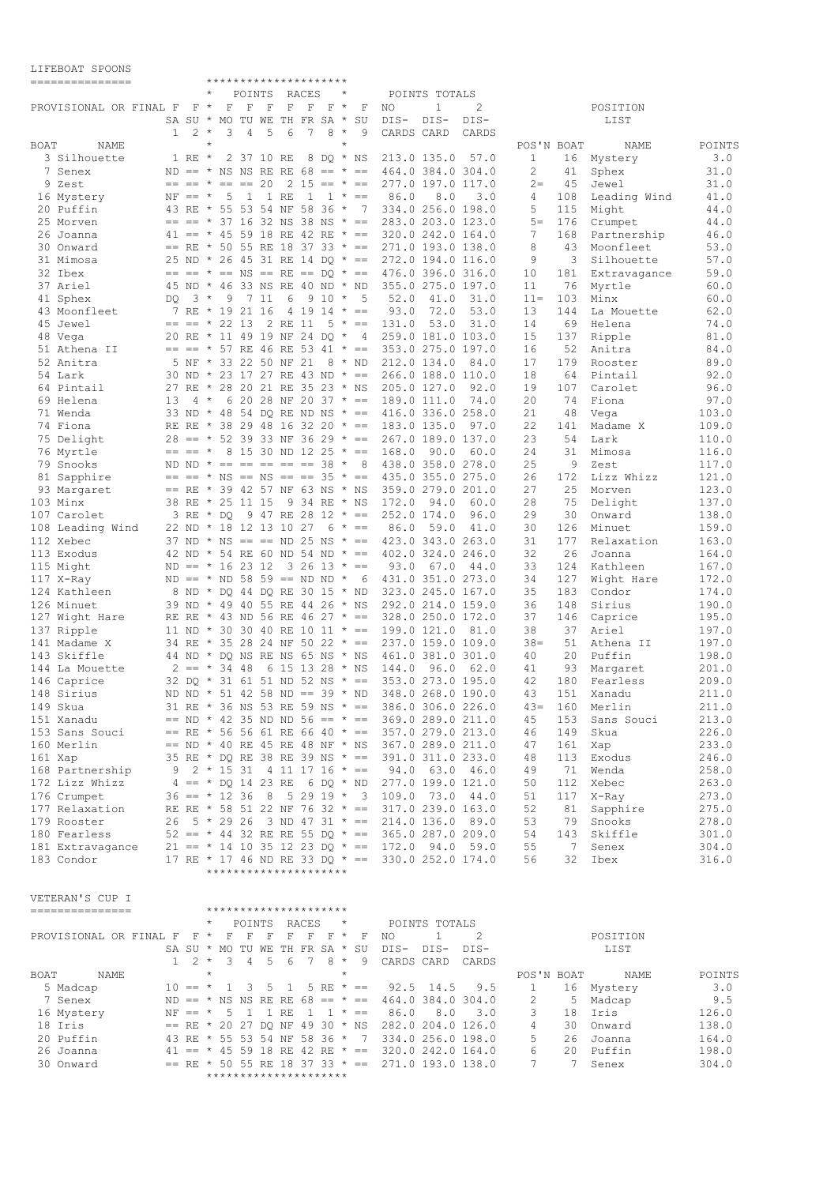## LIFEBOAT SPOONS

| BOAT | NAME | SA 1 | SU 2 | MO 3 | TU 4 | WE 5 | TH 6 | FR 7 | SA 8 | SU 9 | NO DIS-CARDS | 1 DIS-CARD | 2 DIS-CARDS | POS'N | BOAT | NAME | POINTS |
|---|---|---|---|---|---|---|---|---|---|---|---|---|---|---|---|---|---|
| | PROVISIONAL OR FINAL | F | F | F | F | F | F | F | F | F | | | | | | | |
| 3 | Silhouette | 1 | RE | 2 | 37 | 10 | RE | 8 | DQ | NS | 213.0 | 135.0 | 57.0 | 1 | 16 | Mystery | 3.0 |
| 7 | Senex | ND | == | NS | NS | RE | RE | 68 | == | == | 464.0 | 384.0 | 304.0 | 2 | 41 | Sphex | 31.0 |
| 9 | Zest | == | == | == | == | 20 | 2 | 15 | == | == | 277.0 | 197.0 | 117.0 | 2= | 45 | Jewel | 31.0 |
| 16 | Mystery | NF | == | 5 | 1 | 1 | RE | 1 | 1 | == | 86.0 | 8.0 | 3.0 | 4 | 108 | Leading Wind | 41.0 |
| 20 | Puffin | 43 | RE | 55 | 53 | 54 | NF | 58 | 36 | 7 | 334.0 | 256.0 | 198.0 | 5 | 115 | Might | 44.0 |
| 25 | Morven | == | == | 37 | 16 | 32 | NS | 38 | NS | == | 283.0 | 203.0 | 123.0 | 5= | 176 | Crumpet | 44.0 |
| 26 | Joanna | 41 | == | 45 | 59 | 18 | RE | 42 | RE | == | 320.0 | 242.0 | 164.0 | 7 | 168 | Partnership | 46.0 |
| 30 | Onward | == | RE | 50 | 55 | RE | 18 | 37 | 33 | == | 271.0 | 193.0 | 138.0 | 8 | 43 | Moonfleet | 53.0 |
| 31 | Mimosa | 25 | ND | 26 | 45 | 31 | RE | 14 | DQ | == | 272.0 | 194.0 | 116.0 | 9 | 3 | Silhouette | 57.0 |
| 32 | Ibex | == | == | == | NS | == | RE | == | DQ | == | 476.0 | 396.0 | 316.0 | 10 | 181 | Extravagance | 59.0 |
| 37 | Ariel | 45 | ND | 46 | 33 | NS | RE | 40 | ND | ND | 355.0 | 275.0 | 197.0 | 11 | 76 | Myrtle | 60.0 |
| 41 | Sphex | DQ | 3 | 9 | 7 | 11 | 6 | 9 | 10 | 5 | 52.0 | 41.0 | 31.0 | 11= | 103 | Minx | 60.0 |
| 43 | Moonfleet | 7 | RE | 19 | 21 | 16 | 4 | 19 | 14 | == | 93.0 | 72.0 | 53.0 | 13 | 144 | La Mouette | 62.0 |
| 45 | Jewel | == | == | 22 | 13 | 2 | RE | 11 | 5 | == | 131.0 | 53.0 | 31.0 | 14 | 69 | Helena | 74.0 |
| 48 | Vega | 20 | RE | 11 | 49 | 19 | NF | 24 | DQ | 4 | 259.0 | 181.0 | 103.0 | 15 | 137 | Ripple | 81.0 |
| 51 | Athena II | == | == | 57 | RE | 46 | RE | 53 | 41 | == | 353.0 | 275.0 | 197.0 | 16 | 52 | Anitra | 84.0 |
| 52 | Anitra | 5 | NF | 33 | 22 | 50 | NF | 21 | 8 | ND | 212.0 | 134.0 | 84.0 | 17 | 179 | Rooster | 89.0 |
| 54 | Lark | 30 | ND | 23 | 17 | 27 | RE | 43 | ND | == | 266.0 | 188.0 | 110.0 | 18 | 64 | Pintail | 92.0 |
| 64 | Pintail | 27 | RE | 28 | 20 | 21 | RE | 35 | 23 | NS | 205.0 | 127.0 | 92.0 | 19 | 107 | Carolet | 96.0 |
| 69 | Helena | 13 | 4 | 6 | 20 | 28 | NF | 20 | 37 | == | 189.0 | 111.0 | 74.0 | 20 | 74 | Fiona | 97.0 |
| 71 | Wenda | 33 | ND | 48 | 54 | DQ | RE | ND | NS | == | 416.0 | 336.0 | 258.0 | 21 | 48 | Vega | 103.0 |
| 74 | Fiona | RE | RE | 38 | 29 | 48 | 16 | 32 | 20 | == | 183.0 | 135.0 | 97.0 | 22 | 141 | Madame X | 109.0 |
| 75 | Delight | 28 | == | 52 | 39 | 33 | NF | 36 | 29 | == | 267.0 | 189.0 | 137.0 | 23 | 54 | Lark | 110.0 |
| 76 | Myrtle | == | == | 8 | 15 | 30 | ND | 12 | 25 | == | 168.0 | 90.0 | 60.0 | 24 | 31 | Mimosa | 116.0 |
| 79 | Snooks | ND | ND | == | == | == | == | == | 38 | 8 | 438.0 | 358.0 | 278.0 | 25 | 9 | Zest | 117.0 |
| 81 | Sapphire | == | == | NS | == | NS | == | == | 35 | == | 435.0 | 355.0 | 275.0 | 26 | 172 | Lizz Whizz | 121.0 |
| 93 | Margaret | == | RE | 39 | 42 | 57 | NF | 63 | NS | NS | 359.0 | 279.0 | 201.0 | 27 | 25 | Morven | 123.0 |
| 103 | Minx | 38 | RE | 25 | 11 | 15 | 9 | 34 | RE | NS | 172.0 | 94.0 | 60.0 | 28 | 75 | Delight | 137.0 |
| 107 | Carolet | 3 | RE | DQ | 9 | 47 | RE | 28 | 12 | == | 252.0 | 174.0 | 96.0 | 29 | 30 | Onward | 138.0 |
| 108 | Leading Wind | 22 | ND | 18 | 12 | 13 | 10 | 27 | 6 | == | 86.0 | 59.0 | 41.0 | 30 | 126 | Minuet | 159.0 |
| 112 | Xebec | 37 | ND | NS | == | == | ND | 25 | NS | == | 423.0 | 343.0 | 263.0 | 31 | 177 | Relaxation | 163.0 |
| 113 | Exodus | 42 | ND | 54 | RE | 60 | ND | 54 | ND | == | 402.0 | 324.0 | 246.0 | 32 | 26 | Joanna | 164.0 |
| 115 | Might | ND | == | 16 | 23 | 12 | 3 | 26 | 13 | == | 93.0 | 67.0 | 44.0 | 33 | 124 | Kathleen | 167.0 |
| 117 | X-Ray | ND | == | ND | 58 | 59 | == | ND | ND | 6 | 431.0 | 351.0 | 273.0 | 34 | 127 | Wight Hare | 172.0 |
| 124 | Kathleen | 8 | ND | DQ | 44 | DQ | RE | 30 | 15 | ND | 323.0 | 245.0 | 167.0 | 35 | 183 | Condor | 174.0 |
| 126 | Minuet | 39 | ND | 49 | 40 | 55 | RE | 44 | 26 | NS | 292.0 | 214.0 | 159.0 | 36 | 148 | Sirius | 190.0 |
| 127 | Wight Hare | RE | RE | 43 | ND | 56 | RE | 46 | 27 | == | 328.0 | 250.0 | 172.0 | 37 | 146 | Caprice | 195.0 |
| 137 | Ripple | 11 | ND | 30 | 30 | 40 | RE | 10 | 11 | == | 199.0 | 121.0 | 81.0 | 38 | 37 | Ariel | 197.0 |
| 141 | Madame X | 34 | RE | 35 | 28 | 24 | NF | 50 | 22 | == | 237.0 | 159.0 | 109.0 | 38= | 51 | Athena II | 197.0 |
| 143 | Skiffle | 44 | ND | DQ | NS | RE | NS | 65 | NS | NS | 461.0 | 381.0 | 301.0 | 40 | 20 | Puffin | 198.0 |
| 144 | La Mouette | 2 | == | 34 | 48 | 6 | 15 | 13 | 28 | NS | 144.0 | 96.0 | 62.0 | 41 | 93 | Margaret | 201.0 |
| 146 | Caprice | 32 | DQ | 31 | 61 | 51 | ND | 52 | NS | == | 353.0 | 273.0 | 195.0 | 42 | 180 | Fearless | 209.0 |
| 148 | Sirius | ND | ND | 51 | 42 | 58 | ND | == | 39 | ND | 348.0 | 268.0 | 190.0 | 43 | 151 | Xanadu | 211.0 |
| 149 | Skua | 31 | RE | 36 | NS | 53 | RE | 59 | NS | == | 386.0 | 306.0 | 226.0 | 43= | 160 | Merlin | 211.0 |
| 151 | Xanadu | == | ND | 42 | 35 | ND | ND | 56 | == | == | 369.0 | 289.0 | 211.0 | 45 | 153 | Sans Souci | 213.0 |
| 153 | Sans Souci | == | RE | 56 | 56 | 61 | RE | 66 | 40 | == | 357.0 | 279.0 | 213.0 | 46 | 149 | Skua | 226.0 |
| 160 | Merlin | == | ND | 40 | RE | 45 | RE | 48 | NF | NS | 367.0 | 289.0 | 211.0 | 47 | 161 | Xap | 233.0 |
| 161 | Xap | 35 | RE | DQ | RE | 38 | RE | 39 | NS | == | 391.0 | 311.0 | 233.0 | 48 | 113 | Exodus | 246.0 |
| 168 | Partnership | 9 | 2 | 15 | 31 | 4 | 11 | 17 | 16 | == | 94.0 | 63.0 | 46.0 | 49 | 71 | Wenda | 258.0 |
| 172 | Lizz Whizz | 4 | == | DQ | 14 | 23 | RE | 6 | DQ | ND | 277.0 | 199.0 | 121.0 | 50 | 112 | Xebec | 263.0 |
| 176 | Crumpet | 36 | == | 12 | 36 | 8 | 5 | 29 | 19 | 3 | 109.0 | 73.0 | 44.0 | 51 | 117 | X-Ray | 273.0 |
| 177 | Relaxation | RE | RE | 58 | 51 | 22 | NF | 76 | 32 | == | 317.0 | 239.0 | 163.0 | 52 | 81 | Sapphire | 275.0 |
| 179 | Rooster | 26 | 5 | 29 | 26 | 3 | ND | 47 | 31 | == | 214.0 | 136.0 | 89.0 | 53 | 79 | Snooks | 278.0 |
| 180 | Fearless | 52 | == | 44 | 32 | RE | RE | 55 | DQ | == | 365.0 | 287.0 | 209.0 | 54 | 143 | Skiffle | 301.0 |
| 181 | Extravagance | 21 | == | 14 | 10 | 35 | 12 | 23 | DQ | == | 172.0 | 94.0 | 59.0 | 55 | 7 | Senex | 304.0 |
| 183 | Condor | 17 | RE | 17 | 46 | ND | RE | 33 | DQ | == | 330.0 | 252.0 | 174.0 | 56 | 32 | Ibex | 316.0 |

## VETERAN'S CUP I

| BOAT | NAME | SA 1 | SU 2 | MO 3 | TU 4 | WE 5 | TH 6 | FR 7 | SA 8 | SU 9 | NO DIS-CARDS | 1 DIS-CARD | 2 DIS-CARDS | POS'N | BOAT | NAME | POINTS |
|---|---|---|---|---|---|---|---|---|---|---|---|---|---|---|---|---|---|
| | PROVISIONAL OR FINAL | F | F | F | F | F | F | F | F | F | | | | | | | |
| 5 | Madcap | 10 | == | 1 | 3 | 5 | 1 | 5 | RE | == | 92.5 | 14.5 | 9.5 | 1 | 16 | Mystery | 3.0 |
| 7 | Senex | ND | == | NS | NS | RE | RE | 68 | == | == | 464.0 | 384.0 | 304.0 | 2 | 5 | Madcap | 9.5 |
| 16 | Mystery | NF | == | 5 | 1 | 1 | RE | 1 | 1 | == | 86.0 | 8.0 | 3.0 | 3 | 18 | Iris | 126.0 |
| 18 | Iris | == | RE | 20 | 27 | DQ | NF | 49 | 30 | NS | 282.0 | 204.0 | 126.0 | 4 | 30 | Onward | 138.0 |
| 20 | Puffin | 43 | RE | 55 | 53 | 54 | NF | 58 | 36 | 7 | 334.0 | 256.0 | 198.0 | 5 | 26 | Joanna | 164.0 |
| 26 | Joanna | 41 | == | 45 | 59 | 18 | RE | 42 | RE | == | 320.0 | 242.0 | 164.0 | 6 | 20 | Puffin | 198.0 |
| 30 | Onward | == | RE | 50 | 55 | RE | 18 | 37 | 33 | == | 271.0 | 193.0 | 138.0 | 7 | 7 | Senex | 304.0 |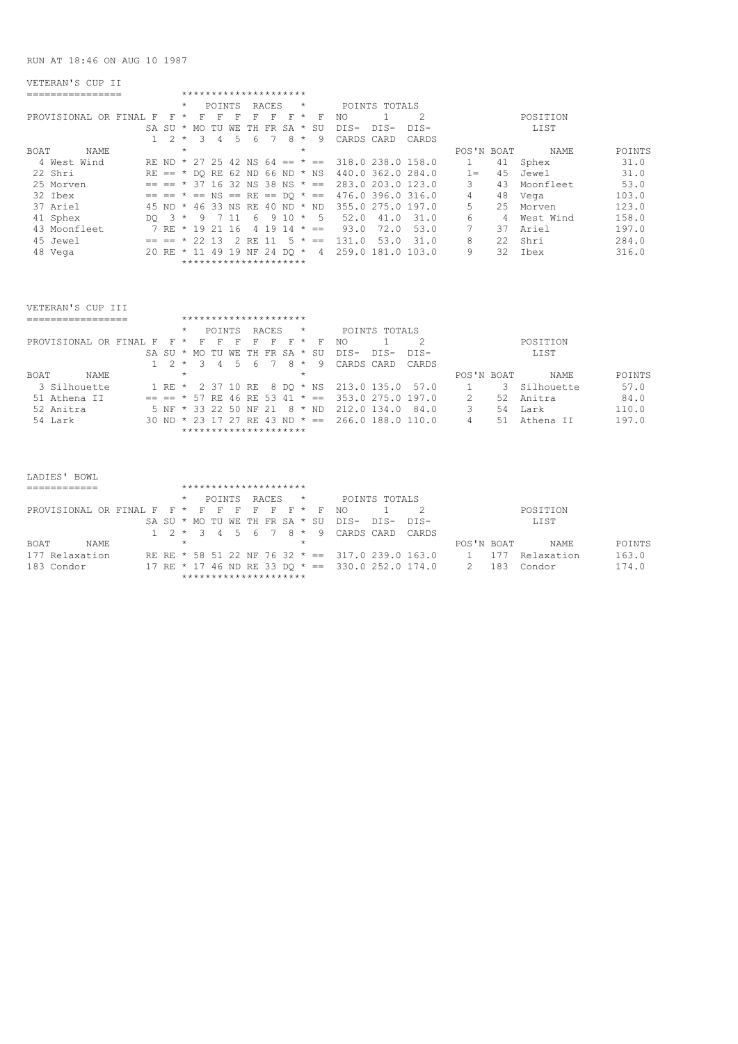RUN AT 18:46 ON AUG 10 1987

## VETERAN'S CUP II

PROVISIONAL OR FINAL

| BOAT | NAME | F SA 1 | F SU 2 | F MO 3 | F TU 4 | F WE 5 | F TH 6 | F FR 7 | F SA 8 | F SU 9 | POINTS TOTALS NO DIS-CARDS | 1 DIS-CARD | 2 DIS-CARDS |
|---|---|---|---|---|---|---|---|---|---|---|---|---|---|
| 4 | West Wind | RE | ND | 27 | 25 | 42 | NS | 64 | == | == | 318.0 | 238.0 | 158.0 |
| 22 | Shri | RE | == | DQ | RE | 62 | ND | 66 | ND | NS | 440.0 | 362.0 | 284.0 |
| 25 | Morven | == | == | 37 | 16 | 32 | NS | 38 | NS | == | 283.0 | 203.0 | 123.0 |
| 32 | Ibex | == | == | == | NS | == | RE | == | DQ | == | 476.0 | 396.0 | 316.0 |
| 37 | Ariel | 45 | ND | 46 | 33 | NS | RE | 40 | ND | ND | 355.0 | 275.0 | 197.0 |
| 41 | Sphex | DQ | 3 | 9 | 7 | 11 | 6 | 9 | 10 | 5 | 52.0 | 41.0 | 31.0 |
| 43 | Moonfleet | 7 | RE | 19 | 21 | 16 | 4 | 19 | 14 | == | 93.0 | 72.0 | 53.0 |
| 45 | Jewel | == | == | 22 | 13 | 2 | RE | 11 | 5 | == | 131.0 | 53.0 | 31.0 |
| 48 | Vega | 20 | RE | 11 | 49 | 19 | NF | 24 | DQ | 4 | 259.0 | 181.0 | 103.0 |

POSITION LIST

| POS'N | BOAT | NAME | POINTS |
|---|---|---|---|
| 1 | 41 | Sphex | 31.0 |
| 1= | 45 | Jewel | 31.0 |
| 3 | 43 | Moonfleet | 53.0 |
| 4 | 48 | Vega | 103.0 |
| 5 | 25 | Morven | 123.0 |
| 6 | 4 | West Wind | 158.0 |
| 7 | 37 | Ariel | 197.0 |
| 8 | 22 | Shri | 284.0 |
| 9 | 32 | Ibex | 316.0 |

## VETERAN'S CUP III

PROVISIONAL OR FINAL

| BOAT | NAME | F SA 1 | F SU 2 | F MO 3 | F TU 4 | F WE 5 | F TH 6 | F FR 7 | F SA 8 | F SU 9 | POINTS TOTALS NO DIS-CARDS | 1 DIS-CARD | 2 DIS-CARDS |
|---|---|---|---|---|---|---|---|---|---|---|---|---|---|
| 3 | Silhouette | 1 | RE | 2 | 37 | 10 | RE | 8 | DQ | NS | 213.0 | 135.0 | 57.0 |
| 51 | Athena II | == | == | 57 | RE | 46 | RE | 53 | 41 | == | 353.0 | 275.0 | 197.0 |
| 52 | Anitra | 5 | NF | 33 | 22 | 50 | NF | 21 | 8 | ND | 212.0 | 134.0 | 84.0 |
| 54 | Lark | 30 | ND | 23 | 17 | 27 | RE | 43 | ND | == | 266.0 | 188.0 | 110.0 |

POSITION LIST

| POS'N | BOAT | NAME | POINTS |
|---|---|---|---|
| 1 | 3 | Silhouette | 57.0 |
| 2 | 52 | Anitra | 84.0 |
| 3 | 54 | Lark | 110.0 |
| 4 | 51 | Athena II | 197.0 |

## LADIES' BOWL

PROVISIONAL OR FINAL

| BOAT | NAME | F SA 1 | F SU 2 | F MO 3 | F TU 4 | F WE 5 | F TH 6 | F FR 7 | F SA 8 | F SU 9 | POINTS TOTALS NO DIS-CARDS | 1 DIS-CARD | 2 DIS-CARDS |
|---|---|---|---|---|---|---|---|---|---|---|---|---|---|
| 177 | Relaxation | RE | RE | 58 | 51 | 22 | NF | 76 | 32 | == | 317.0 | 239.0 | 163.0 |
| 183 | Condor | 17 | RE | 17 | 46 | ND | RE | 33 | DQ | == | 330.0 | 252.0 | 174.0 |

POSITION LIST

| POS'N | BOAT | NAME | POINTS |
|---|---|---|---|
| 1 | 177 | Relaxation | 163.0 |
| 2 | 183 | Condor | 174.0 |